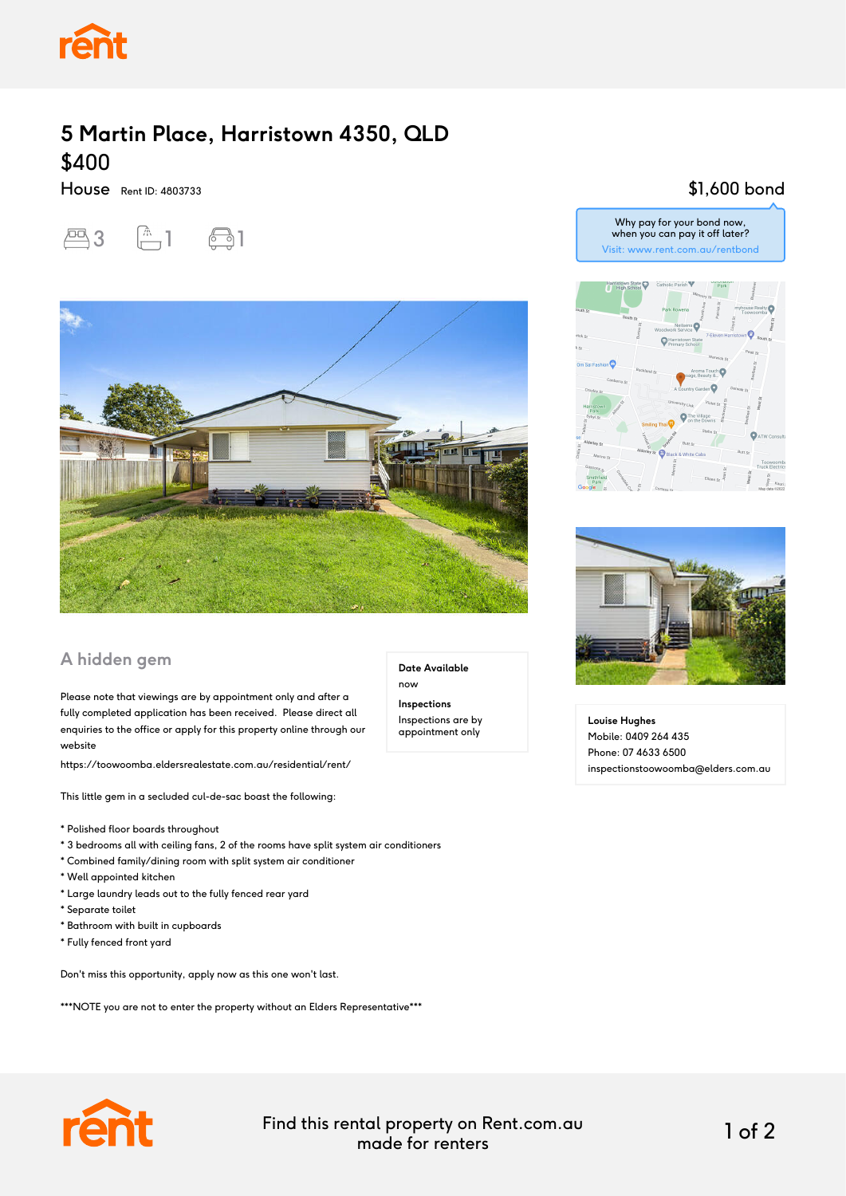# 5 Martin Place, Harristown 4350, QLD

## $400

House Rent ID: 4803733

3 bedrooms, 1 bathroom, 1 car space

$1,600 bond

Why pay for your bond now, when you can pay it off later?
Visit: www.rent.com.au/rentbond

## A hidden gem

**Date Available**
now

**Inspections**
Inspections are by appointment only

Please note that viewings are by appointment only and after a fully completed application has been received. Please direct all enquiries to the office or apply for this property online through our website

https://toowoomba.eldersrealestate.com.au/residential/rent/

This little gem in a secluded cul-de-sac boast the following:

* Polished floor boards throughout
* 3 bedrooms all with ceiling fans, 2 of the rooms have split system air conditioners
* Combined family/dining room with split system air conditioner
* Well appointed kitchen
* Large laundry leads out to the fully fenced rear yard
* Separate toilet
* Bathroom with built in cupboards
* Fully fenced front yard

Don't miss this opportunity, apply now as this one won't last.

***NOTE you are not to enter the property without an Elders Representative***

**Louise Hughes**
Mobile: 0409 264 435
Phone: 07 4633 6500
inspectionstoowoomba@elders.com.au

Find this rental property on Rent.com.au made for renters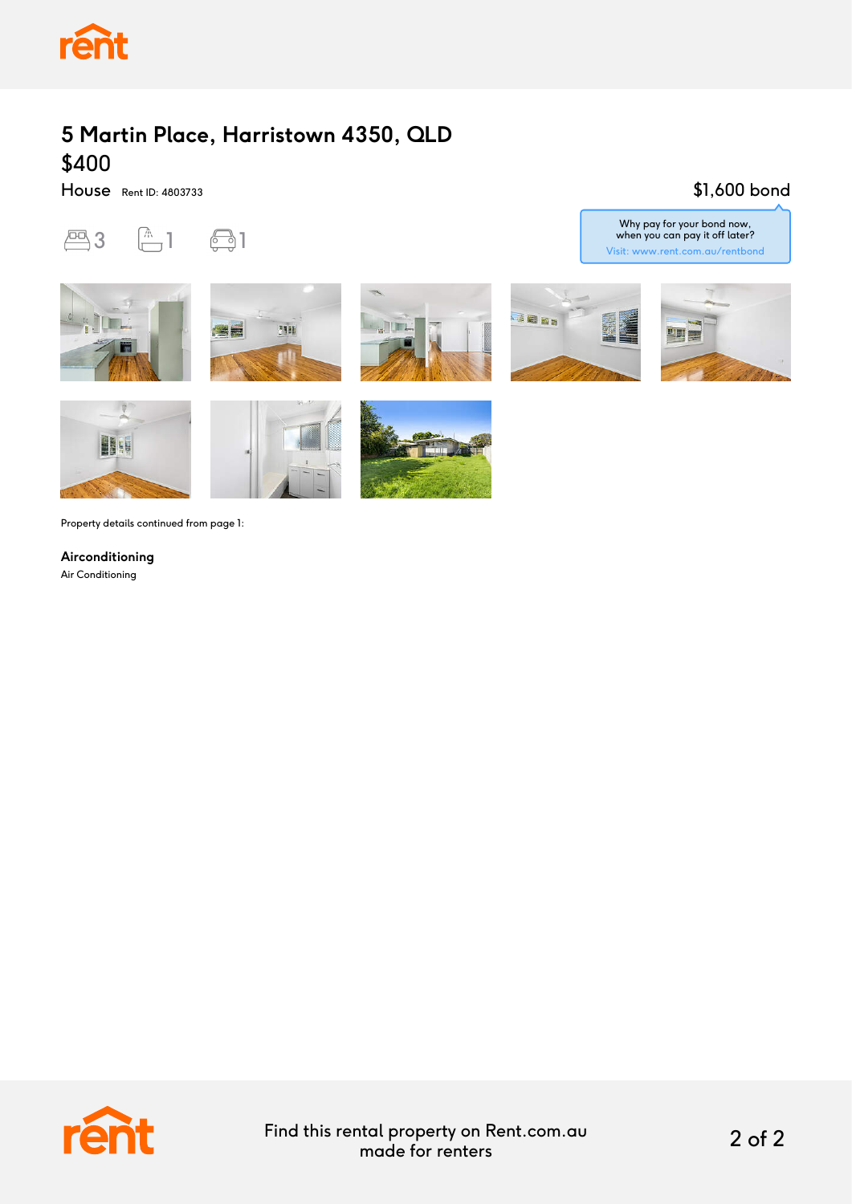# 5 Martin Place, Harristown 4350, QLD

## $400

House Rent ID: 4803733

$1,600 bond

Why pay for your bond now, when you can pay it off later?
Visit: www.rent.com.au/rentbond

3 1 1

Property details continued from page 1:

**Airconditioning**

Air Conditioning

Find this rental property on Rent.com.au made for renters